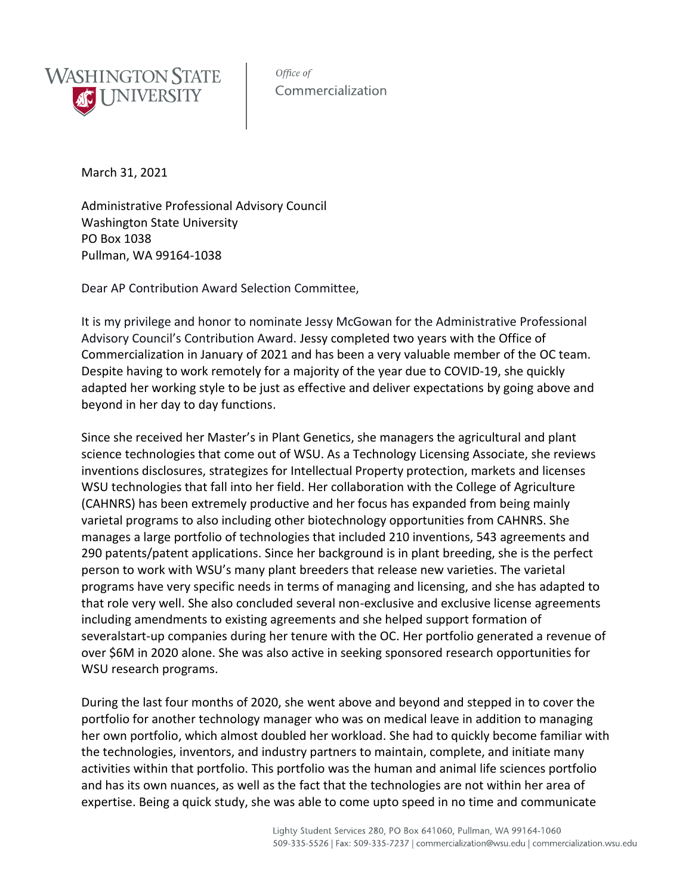**WASHINGTON STATE UNIVERSITY** | *Office of* Commercialization

March 31, 2021

Administrative Professional Advisory Council
Washington State University
PO Box 1038
Pullman, WA 99164-1038

Dear AP Contribution Award Selection Committee,

It is my privilege and honor to nominate Jessy McGowan for the Administrative Professional Advisory Council's Contribution Award. Jessy completed two years with the Office of Commercialization in January of 2021 and has been a very valuable member of the OC team. Despite having to work remotely for a majority of the year due to COVID-19, she quickly adapted her working style to be just as effective and deliver expectations by going above and beyond in her day to day functions.

Since she received her Master's in Plant Genetics, she managers the agricultural and plant science technologies that come out of WSU. As a Technology Licensing Associate, she reviews inventions disclosures, strategizes for Intellectual Property protection, markets and licenses WSU technologies that fall into her field. Her collaboration with the College of Agriculture (CAHNRS) has been extremely productive and her focus has expanded from being mainly varietal programs to also including other biotechnology opportunities from CAHNRS. She manages a large portfolio of technologies that included 210 inventions, 543 agreements and 290 patents/patent applications. Since her background is in plant breeding, she is the perfect person to work with WSU's many plant breeders that release new varieties. The varietal programs have very specific needs in terms of managing and licensing, and she has adapted to that role very well. She also concluded several non-exclusive and exclusive license agreements including amendments to existing agreements and she helped support formation of severalstart-up companies during her tenure with the OC. Her portfolio generated a revenue of over $6M in 2020 alone. She was also active in seeking sponsored research opportunities for WSU research programs.

During the last four months of 2020, she went above and beyond and stepped in to cover the portfolio for another technology manager who was on medical leave in addition to managing her own portfolio, which almost doubled her workload. She had to quickly become familiar with the technologies, inventors, and industry partners to maintain, complete, and initiate many activities within that portfolio. This portfolio was the human and animal life sciences portfolio and has its own nuances, as well as the fact that the technologies are not within her area of expertise. Being a quick study, she was able to come upto speed in no time and communicate

Lighty Student Services 280, PO Box 641060, Pullman, WA 99164-1060
509-335-5526 | Fax: 509-335-7237 | commercialization@wsu.edu | commercialization.wsu.edu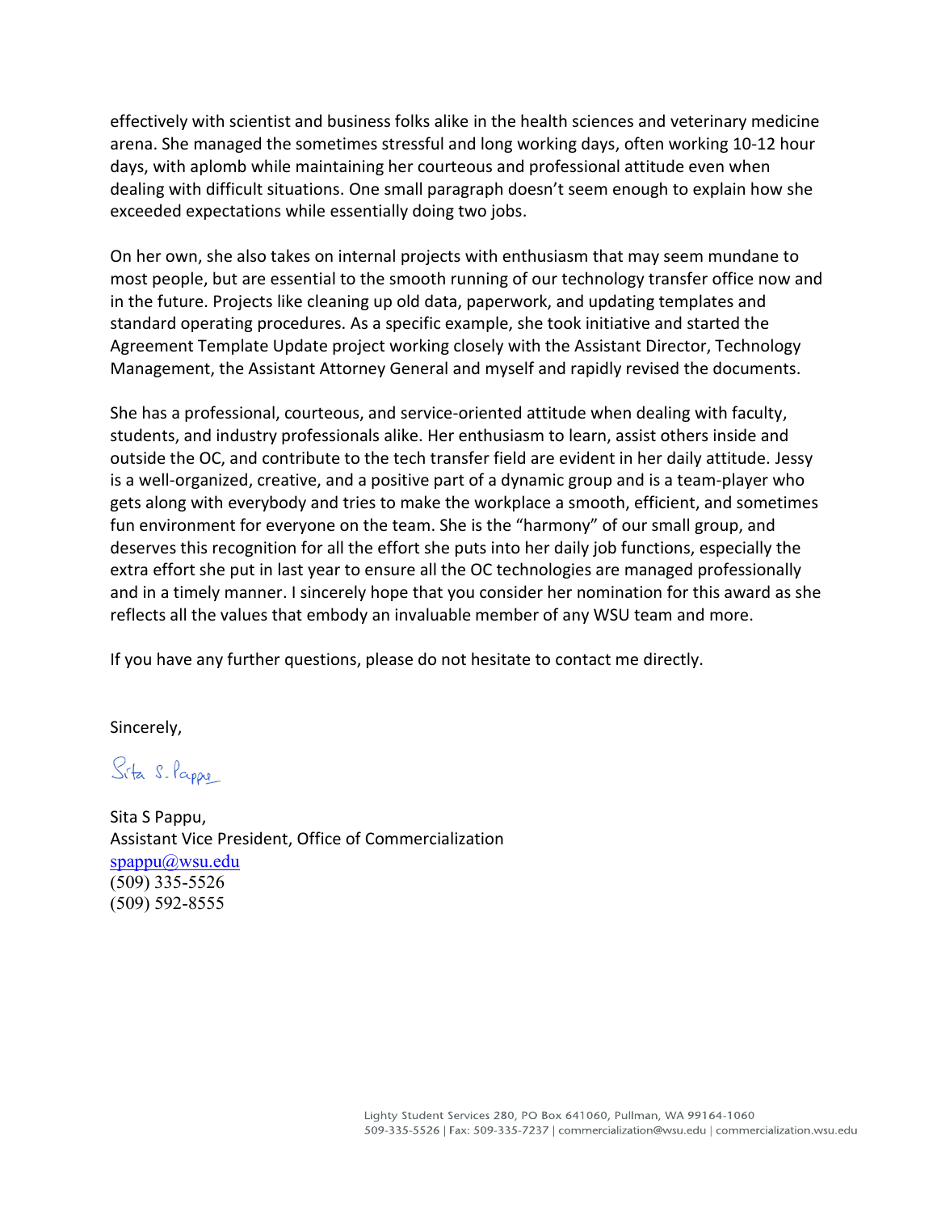effectively with scientist and business folks alike in the health sciences and veterinary medicine arena. She managed the sometimes stressful and long working days, often working 10-12 hour days, with aplomb while maintaining her courteous and professional attitude even when dealing with difficult situations. One small paragraph doesn't seem enough to explain how she exceeded expectations while essentially doing two jobs.

On her own, she also takes on internal projects with enthusiasm that may seem mundane to most people, but are essential to the smooth running of our technology transfer office now and in the future. Projects like cleaning up old data, paperwork, and updating templates and standard operating procedures. As a specific example, she took initiative and started the Agreement Template Update project working closely with the Assistant Director, Technology Management, the Assistant Attorney General and myself and rapidly revised the documents.

She has a professional, courteous, and service-oriented attitude when dealing with faculty, students, and industry professionals alike. Her enthusiasm to learn, assist others inside and outside the OC, and contribute to the tech transfer field are evident in her daily attitude. Jessy is a well-organized, creative, and a positive part of a dynamic group and is a team-player who gets along with everybody and tries to make the workplace a smooth, efficient, and sometimes fun environment for everyone on the team. She is the "harmony" of our small group, and deserves this recognition for all the effort she puts into her daily job functions, especially the extra effort she put in last year to ensure all the OC technologies are managed professionally and in a timely manner. I sincerely hope that you consider her nomination for this award as she reflects all the values that embody an invaluable member of any WSU team and more.

If you have any further questions, please do not hesitate to contact me directly.

Sincerely,

Sita S. Pappu

Sita S Pappu,
Assistant Vice President, Office of Commercialization
spappu@wsu.edu
(509) 335-5526
(509) 592-8555

Lighty Student Services 280, PO Box 641060, Pullman, WA 99164-1060
509-335-5526 | Fax: 509-335-7237 | commercialization@wsu.edu | commercialization.wsu.edu